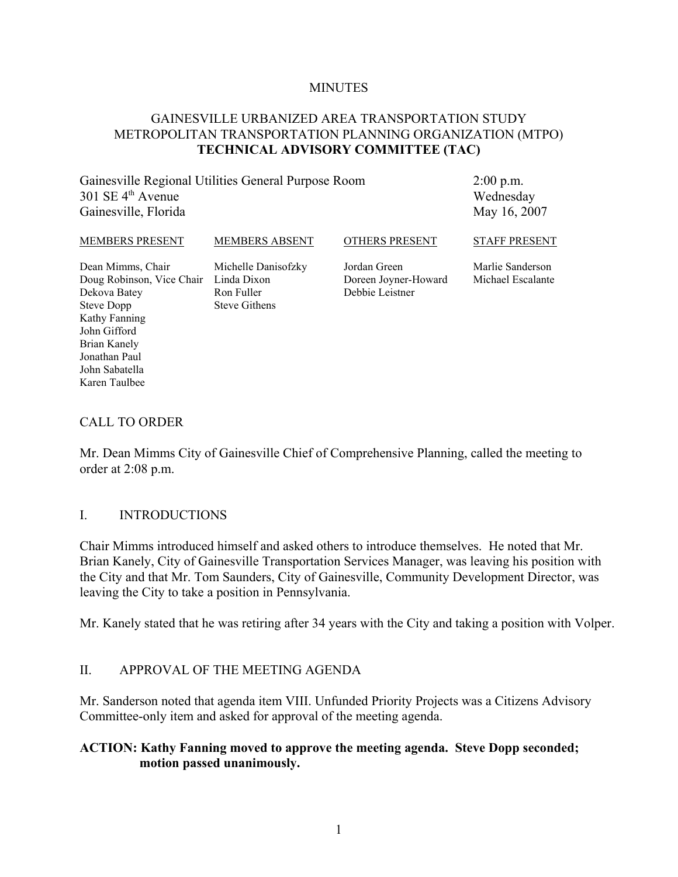MINUTES

# GAINESVILLE URBANIZED AREA TRANSPORTATION STUDY
# METROPOLITAN TRANSPORTATION PLANNING ORGANIZATION (MTPO)
# TECHNICAL ADVISORY COMMITTEE (TAC)

Gainesville Regional Utilities General Purpose Room
301 SE 4th Avenue
Gainesville, Florida

2:00 p.m.
Wednesday
May 16, 2007

| MEMBERS PRESENT | MEMBERS ABSENT | OTHERS PRESENT | STAFF PRESENT |
|---|---|---|---|
| Dean Mimms, Chair | Michelle Danisofzky | Jordan Green | Marlie Sanderson |
| Doug Robinson, Vice Chair | Linda Dixon | Doreen Joyner-Howard | Michael Escalante |
| Dekova Batey | Ron Fuller | Debbie Leistner | |
| Steve Dopp | Steve Githens | | |
| Kathy Fanning | | | |
| John Gifford | | | |
| Brian Kanely | | | |
| Jonathan Paul | | | |
| John Sabatella | | | |
| Karen Taulbee | | | |

## CALL TO ORDER

Mr. Dean Mimms City of Gainesville Chief of Comprehensive Planning, called the meeting to order at 2:08 p.m.

## I. INTRODUCTIONS

Chair Mimms introduced himself and asked others to introduce themselves. He noted that Mr. Brian Kanely, City of Gainesville Transportation Services Manager, was leaving his position with the City and that Mr. Tom Saunders, City of Gainesville, Community Development Director, was leaving the City to take a position in Pennsylvania.

Mr. Kanely stated that he was retiring after 34 years with the City and taking a position with Volper.

## II. APPROVAL OF THE MEETING AGENDA

Mr. Sanderson noted that agenda item VIII. Unfunded Priority Projects was a Citizens Advisory Committee-only item and asked for approval of the meeting agenda.

**ACTION: Kathy Fanning moved to approve the meeting agenda. Steve Dopp seconded; motion passed unanimously.**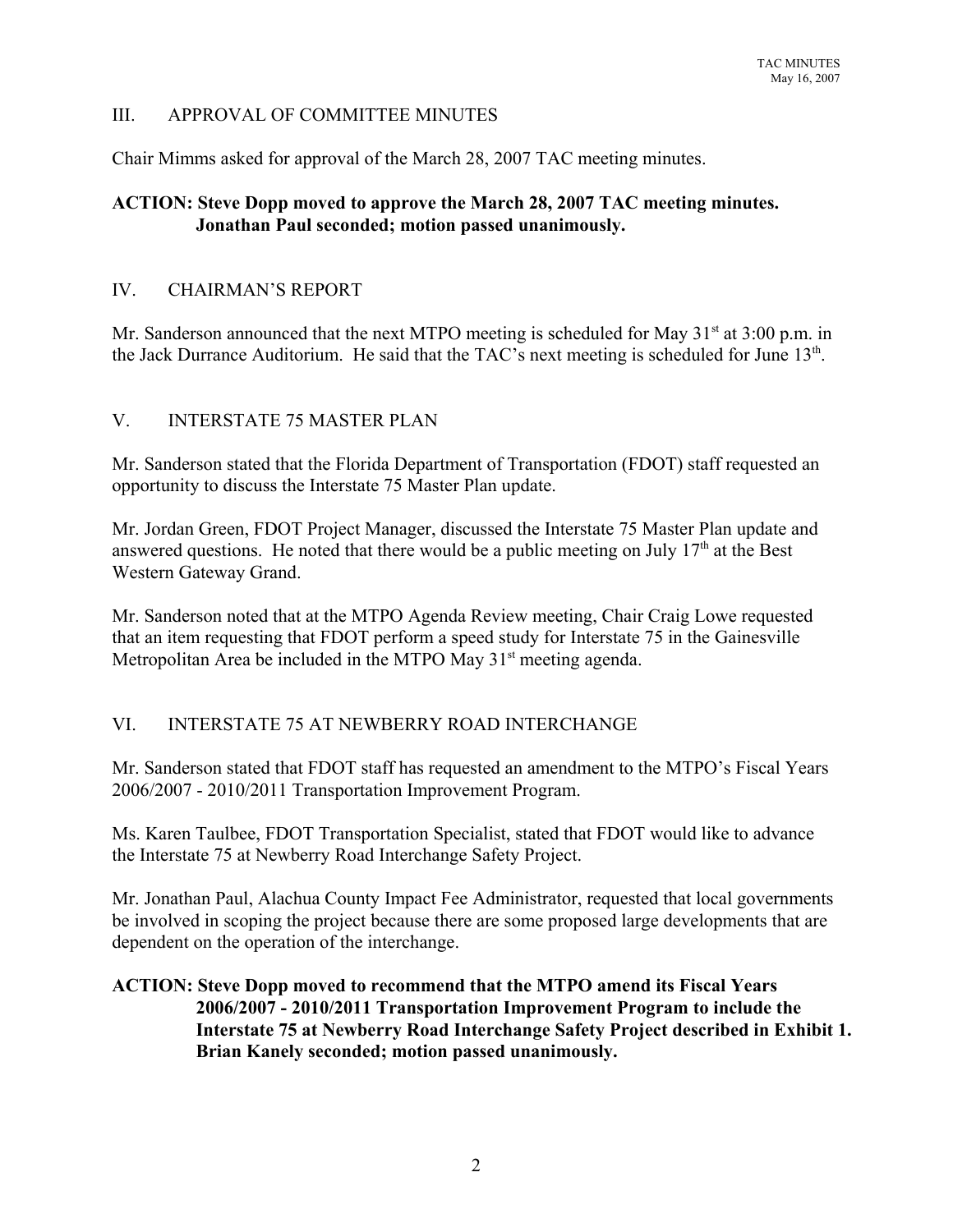## III. APPROVAL OF COMMITTEE MINUTES

Chair Mimms asked for approval of the March 28, 2007 TAC meeting minutes.

**ACTION: Steve Dopp moved to approve the March 28, 2007 TAC meeting minutes. Jonathan Paul seconded; motion passed unanimously.**

## IV. CHAIRMAN'S REPORT

Mr. Sanderson announced that the next MTPO meeting is scheduled for May 31st at 3:00 p.m. in the Jack Durrance Auditorium. He said that the TAC's next meeting is scheduled for June 13th.

## V. INTERSTATE 75 MASTER PLAN

Mr. Sanderson stated that the Florida Department of Transportation (FDOT) staff requested an opportunity to discuss the Interstate 75 Master Plan update.

Mr. Jordan Green, FDOT Project Manager, discussed the Interstate 75 Master Plan update and answered questions. He noted that there would be a public meeting on July 17th at the Best Western Gateway Grand.

Mr. Sanderson noted that at the MTPO Agenda Review meeting, Chair Craig Lowe requested that an item requesting that FDOT perform a speed study for Interstate 75 in the Gainesville Metropolitan Area be included in the MTPO May 31st meeting agenda.

## VI. INTERSTATE 75 AT NEWBERRY ROAD INTERCHANGE

Mr. Sanderson stated that FDOT staff has requested an amendment to the MTPO's Fiscal Years 2006/2007 - 2010/2011 Transportation Improvement Program.

Ms. Karen Taulbee, FDOT Transportation Specialist, stated that FDOT would like to advance the Interstate 75 at Newberry Road Interchange Safety Project.

Mr. Jonathan Paul, Alachua County Impact Fee Administrator, requested that local governments be involved in scoping the project because there are some proposed large developments that are dependent on the operation of the interchange.

**ACTION: Steve Dopp moved to recommend that the MTPO amend its Fiscal Years 2006/2007 - 2010/2011 Transportation Improvement Program to include the Interstate 75 at Newberry Road Interchange Safety Project described in Exhibit 1. Brian Kanely seconded; motion passed unanimously.**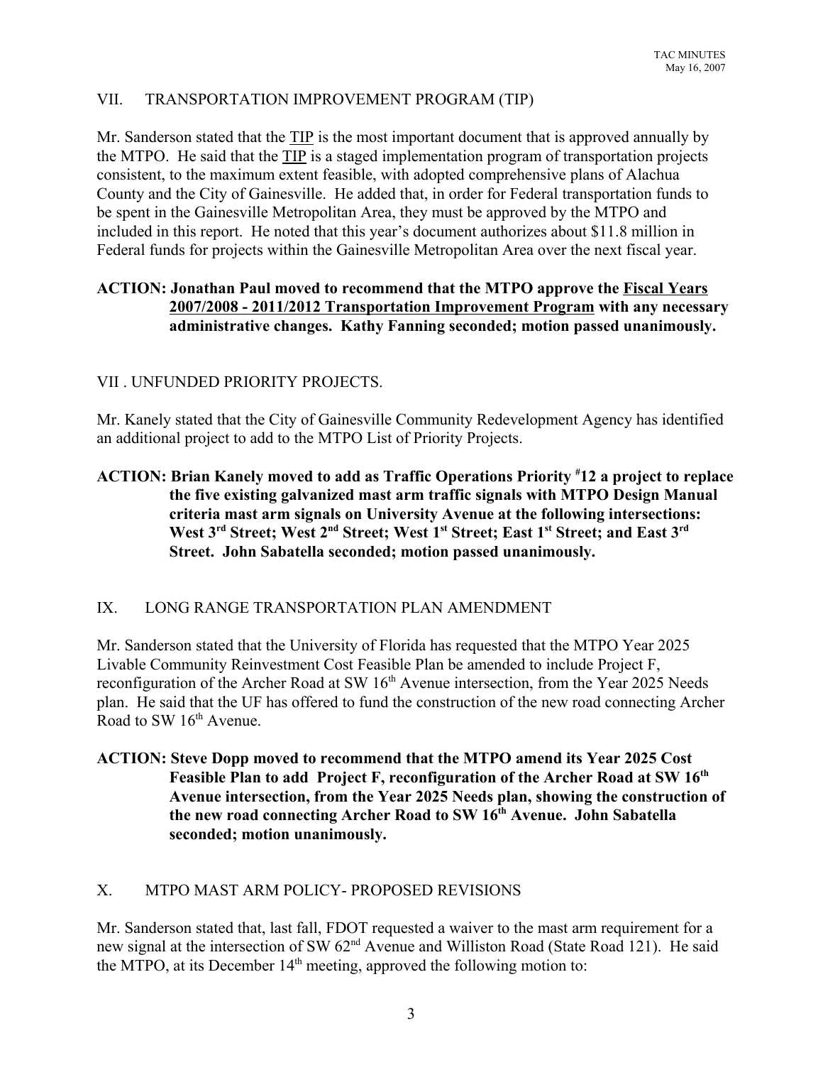## VII. TRANSPORTATION IMPROVEMENT PROGRAM (TIP)

Mr. Sanderson stated that the TIP is the most important document that is approved annually by the MTPO. He said that the TIP is a staged implementation program of transportation projects consistent, to the maximum extent feasible, with adopted comprehensive plans of Alachua County and the City of Gainesville. He added that, in order for Federal transportation funds to be spent in the Gainesville Metropolitan Area, they must be approved by the MTPO and included in this report. He noted that this year's document authorizes about $11.8 million in Federal funds for projects within the Gainesville Metropolitan Area over the next fiscal year.

**ACTION: Jonathan Paul moved to recommend that the MTPO approve the Fiscal Years 2007/2008 - 2011/2012 Transportation Improvement Program with any necessary administrative changes. Kathy Fanning seconded; motion passed unanimously.**

## VII . UNFUNDED PRIORITY PROJECTS.

Mr. Kanely stated that the City of Gainesville Community Redevelopment Agency has identified an additional project to add to the MTPO List of Priority Projects.

**ACTION: Brian Kanely moved to add as Traffic Operations Priority #12 a project to replace the five existing galvanized mast arm traffic signals with MTPO Design Manual criteria mast arm signals on University Avenue at the following intersections: West 3rd Street; West 2nd Street; West 1st Street; East 1st Street; and East 3rd Street. John Sabatella seconded; motion passed unanimously.**

## IX. LONG RANGE TRANSPORTATION PLAN AMENDMENT

Mr. Sanderson stated that the University of Florida has requested that the MTPO Year 2025 Livable Community Reinvestment Cost Feasible Plan be amended to include Project F, reconfiguration of the Archer Road at SW 16th Avenue intersection, from the Year 2025 Needs plan. He said that the UF has offered to fund the construction of the new road connecting Archer Road to SW 16th Avenue.

**ACTION: Steve Dopp moved to recommend that the MTPO amend its Year 2025 Cost Feasible Plan to add Project F, reconfiguration of the Archer Road at SW 16th Avenue intersection, from the Year 2025 Needs plan, showing the construction of the new road connecting Archer Road to SW 16th Avenue. John Sabatella seconded; motion unanimously.**

## X. MTPO MAST ARM POLICY- PROPOSED REVISIONS

Mr. Sanderson stated that, last fall, FDOT requested a waiver to the mast arm requirement for a new signal at the intersection of SW 62nd Avenue and Williston Road (State Road 121). He said the MTPO, at its December 14th meeting, approved the following motion to: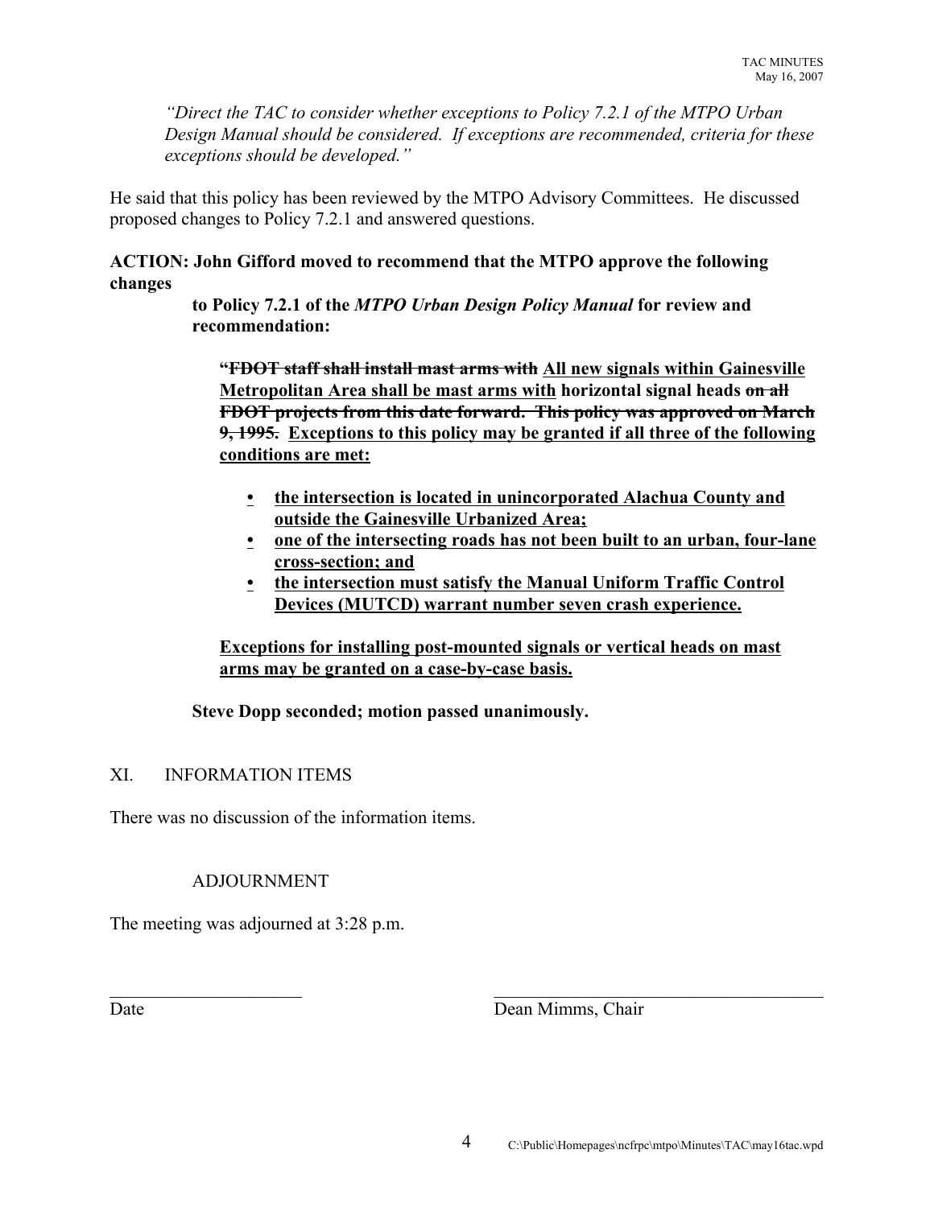*"Direct the TAC to consider whether exceptions to Policy 7.2.1 of the MTPO Urban Design Manual should be considered. If exceptions are recommended, criteria for these exceptions should be developed."*

He said that this policy has been reviewed by the MTPO Advisory Committees. He discussed proposed changes to Policy 7.2.1 and answered questions.

**ACTION: John Gifford moved to recommend that the MTPO approve the following changes to Policy 7.2.1 of the *MTPO Urban Design Policy Manual* for review and recommendation:**

> **"~~FDOT staff shall install mast arms with~~ <u>All new signals within Gainesville Metropolitan Area shall be mast arms with</u> horizontal signal heads ~~on all FDOT projects from this date forward. This policy was approved on March 9, 1995.~~ <u>Exceptions to this policy may be granted if all three of the following conditions are met:</u>**
>
> - **<u>the intersection is located in unincorporated Alachua County and outside the Gainesville Urbanized Area;</u>**
> - **<u>one of the intersecting roads has not been built to an urban, four-lane cross-section; and</u>**
> - **<u>the intersection must satisfy the Manual Uniform Traffic Control Devices (MUTCD) warrant number seven crash experience.</u>**
>
> **<u>Exceptions for installing post-mounted signals or vertical heads on mast arms may be granted on a case-by-case basis.</u>**

**Steve Dopp seconded; motion passed unanimously.**

## XI. INFORMATION ITEMS

There was no discussion of the information items.

## ADJOURNMENT

The meeting was adjourned at 3:28 p.m.

\_\_\_\_\_\_\_\_\_\_\_\_\_\_\_\_\_\_\_\_\_\_ \_\_\_\_\_\_\_\_\_\_\_\_\_\_\_\_\_\_\_\_\_\_\_\_\_\_\_\_\_\_\_\_\_\_\_\_\_\_

Date Dean Mimms, Chair